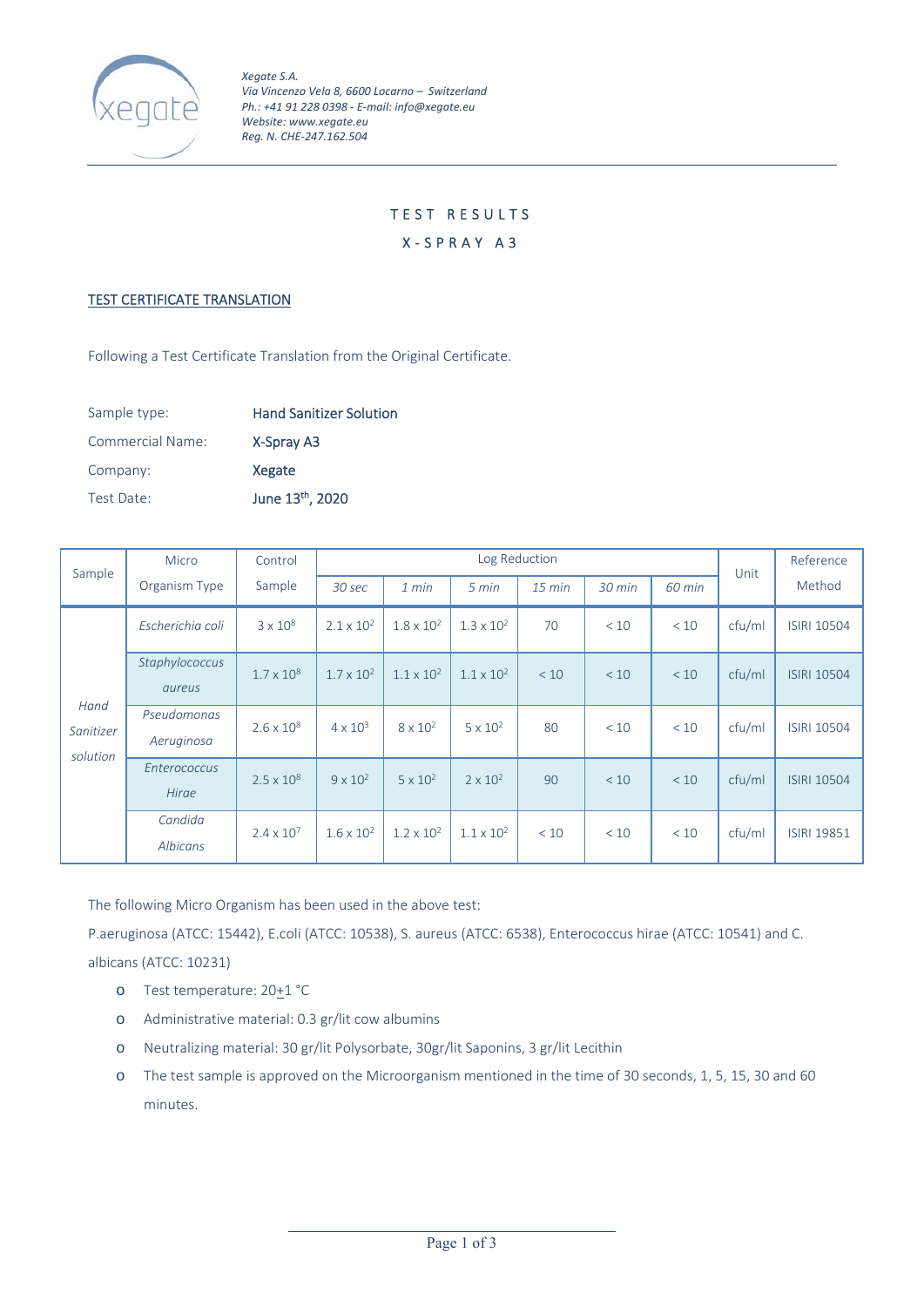Xegate S.A.
Via Vincenzo Vela 8, 6600 Locarno – Switzerland
Ph.: +41 91 228 0398 - E-mail: info@xegate.eu
Website: www.xegate.eu
Reg. N. CHE-247.162.504

# TEST RESULTS

## X-SPRAY A3

### TEST CERTIFICATE TRANSLATION

Following a Test Certificate Translation from the Original Certificate.

| | |
|---|---|
| Sample type: | Hand Sanitizer Solution |
| Commercial Name: | X-Spray A3 |
| Company: | Xegate |
| Test Date: | June 13th, 2020 |

| Sample | Micro Organism Type | Control Sample | Log Reduction | | | | | | Unit | Reference Method |
|---|---|---|---|---|---|---|---|---|---|---|
| | | | *30 sec* | *1 min* | *5 min* | *15 min* | *30 min* | *60 min* | | |
| *Hand Sanitizer solution* | *Escherichia coli* | $3 \times 10^8$ | $2.1 \times 10^2$ | $1.8 \times 10^2$ | $1.3 \times 10^2$ | 70 | < 10 | < 10 | cfu/ml | ISIRI 10504 |
| | *Staphylococcus aureus* | $1.7 \times 10^8$ | $1.7 \times 10^2$ | $1.1 \times 10^2$ | $1.1 \times 10^2$ | < 10 | < 10 | < 10 | cfu/ml | ISIRI 10504 |
| | *Pseudomonas Aeruginosa* | $2.6 \times 10^8$ | $4 \times 10^3$ | $8 \times 10^2$ | $5 \times 10^2$ | 80 | < 10 | < 10 | cfu/ml | ISIRI 10504 |
| | *Enterococcus Hirae* | $2.5 \times 10^8$ | $9 \times 10^2$ | $5 \times 10^2$ | $2 \times 10^2$ | 90 | < 10 | < 10 | cfu/ml | ISIRI 10504 |
| | *Candida Albicans* | $2.4 \times 10^7$ | $1.6 \times 10^2$ | $1.2 \times 10^2$ | $1.1 \times 10^2$ | < 10 | < 10 | < 10 | cfu/ml | ISIRI 19851 |

The following Micro Organism has been used in the above test:

P.aeruginosa (ATCC: 15442), E.coli (ATCC: 10538), S. aureus (ATCC: 6538), Enterococcus hirae (ATCC: 10541) and C. albicans (ATCC: 10231)

- Test temperature: 20±1 °C
- Administrative material: 0.3 gr/lit cow albumins
- Neutralizing material: 30 gr/lit Polysorbate, 30gr/lit Saponins, 3 gr/lit Lecithin
- The test sample is approved on the Microorganism mentioned in the time of 30 seconds, 1, 5, 15, 30 and 60 minutes.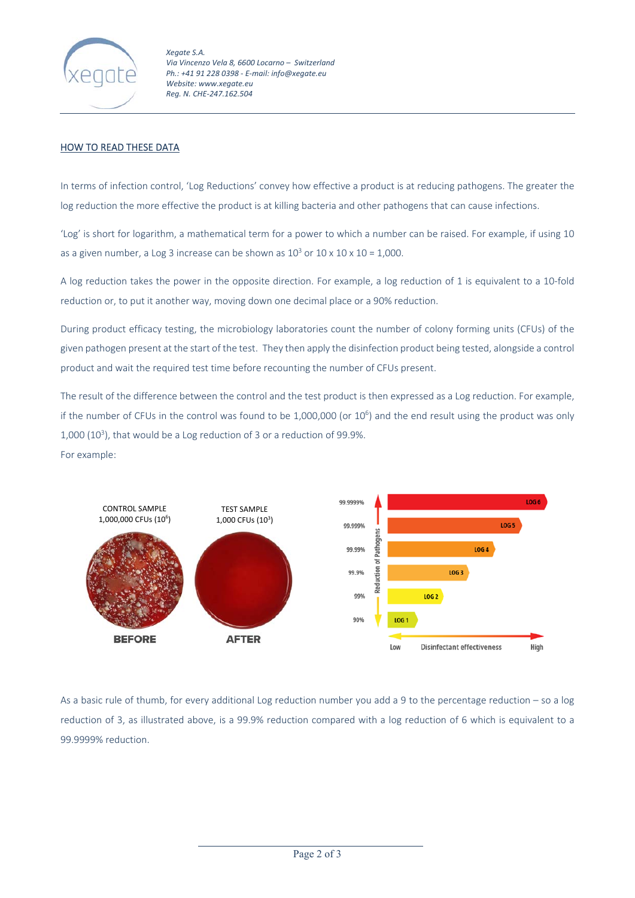Xegate S.A.
Via Vincenzo Vela 8, 6600 Locarno – Switzerland
Ph.: +41 91 228 0398 - E-mail: info@xegate.eu
Website: www.xegate.eu
Reg. N. CHE-247.162.504

## HOW TO READ THESE DATA

In terms of infection control, 'Log Reductions' convey how effective a product is at reducing pathogens. The greater the log reduction the more effective the product is at killing bacteria and other pathogens that can cause infections.

'Log' is short for logarithm, a mathematical term for a power to which a number can be raised. For example, if using 10 as a given number, a Log 3 increase can be shown as $10^3$ or 10 x 10 x 10 = 1,000.

A log reduction takes the power in the opposite direction. For example, a log reduction of 1 is equivalent to a 10-fold reduction or, to put it another way, moving down one decimal place or a 90% reduction.

During product efficacy testing, the microbiology laboratories count the number of colony forming units (CFUs) of the given pathogen present at the start of the test. They then apply the disinfection product being tested, alongside a control product and wait the required test time before recounting the number of CFUs present.

The result of the difference between the control and the test product is then expressed as a Log reduction. For example, if the number of CFUs in the control was found to be 1,000,000 (or $10^6$) and the end result using the product was only 1,000 ($10^3$), that would be a Log reduction of 3 or a reduction of 99.9%.

For example:

CONTROL SAMPLE 1,000,000 CFUs ($10^6$) — BEFORE

TEST SAMPLE 1,000 CFUs ($10^3$) — AFTER

| Reduction of Pathogens | Log |
|---|---|
| 99.9999% | LOG 6 |
| 99.999% | LOG 5 |
| 99.99% | LOG 4 |
| 99.9% | LOG 3 |
| 99% | LOG 2 |
| 90% | LOG 1 |

Low — Disinfectant effectiveness — High

As a basic rule of thumb, for every additional Log reduction number you add a 9 to the percentage reduction – so a log reduction of 3, as illustrated above, is a 99.9% reduction compared with a log reduction of 6 which is equivalent to a 99.9999% reduction.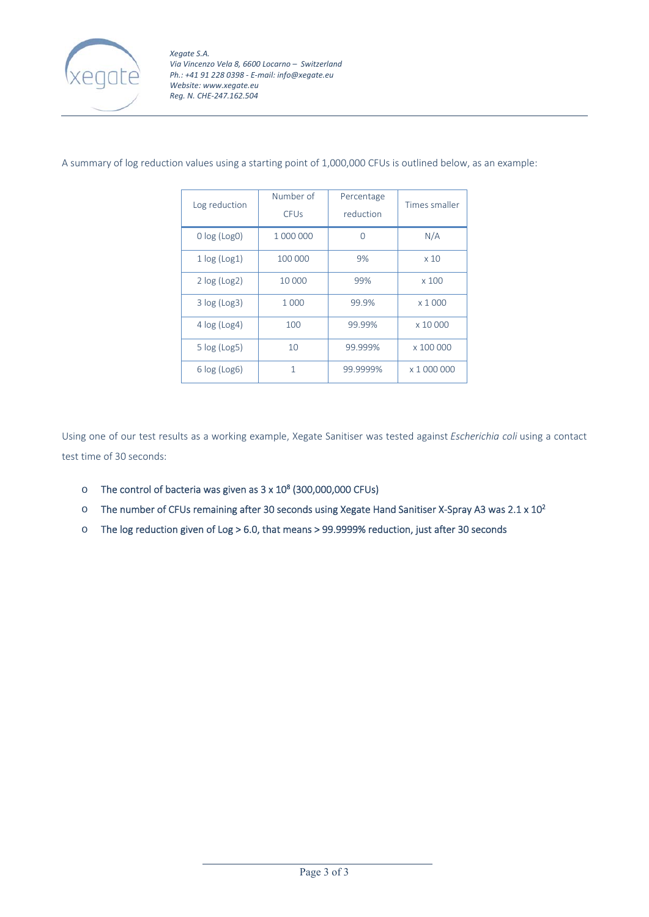A summary of log reduction values using a starting point of 1,000,000 CFUs is outlined below, as an example:

| Log reduction | Number of CFUs | Percentage reduction | Times smaller |
|---|---|---|---|
| 0 log (Log0) | 1 000 000 | 0 | N/A |
| 1 log (Log1) | 100 000 | 9% | x 10 |
| 2 log (Log2) | 10 000 | 99% | x 100 |
| 3 log (Log3) | 1 000 | 99.9% | x 1 000 |
| 4 log (Log4) | 100 | 99.99% | x 10 000 |
| 5 log (Log5) | 10 | 99.999% | x 100 000 |
| 6 log (Log6) | 1 | 99.9999% | x 1 000 000 |

Using one of our test results as a working example, Xegate Sanitiser was tested against *Escherichia coli* using a contact test time of 30 seconds:

- The control of bacteria was given as $3 \times 10^8$ (300,000,000 CFUs)
- The number of CFUs remaining after 30 seconds using Xegate Hand Sanitiser X-Spray A3 was $2.1 \times 10^2$
- The log reduction given of Log > 6.0, that means > 99.9999% reduction, just after 30 seconds